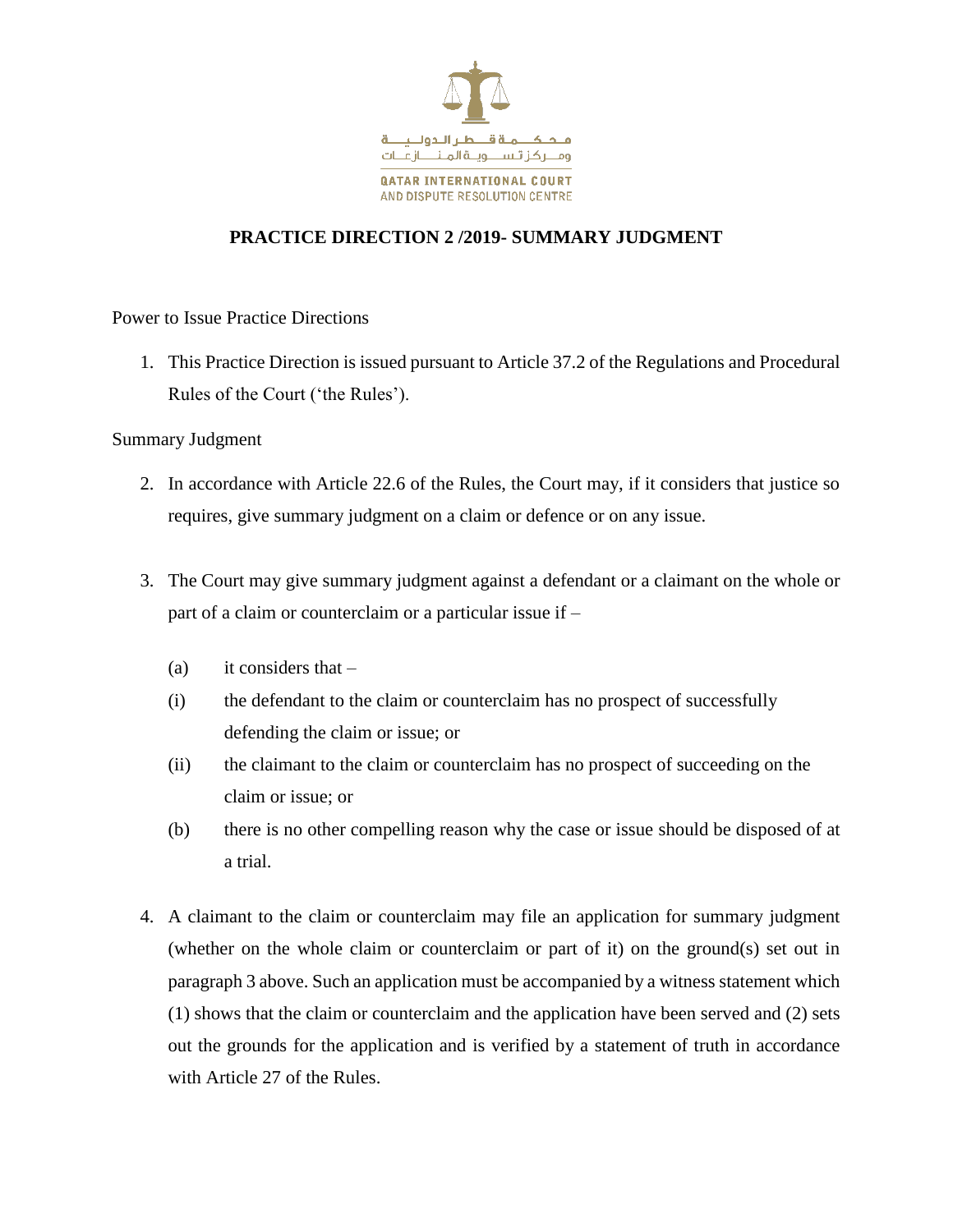محكمة قطر الدولية
ومركز تسوية المنازعات

QATAR INTERNATIONAL COURT
AND DISPUTE RESOLUTION CENTRE

# PRACTICE DIRECTION 2 /2019- SUMMARY JUDGMENT

Power to Issue Practice Directions

1. This Practice Direction is issued pursuant to Article 37.2 of the Regulations and Procedural Rules of the Court ('the Rules').

Summary Judgment

2. In accordance with Article 22.6 of the Rules, the Court may, if it considers that justice so requires, give summary judgment on a claim or defence or on any issue.

3. The Court may give summary judgment against a defendant or a claimant on the whole or part of a claim or counterclaim or a particular issue if –

   (a) it considers that –

   (i) the defendant to the claim or counterclaim has no prospect of successfully defending the claim or issue; or

   (ii) the claimant to the claim or counterclaim has no prospect of succeeding on the claim or issue; or

   (b) there is no other compelling reason why the case or issue should be disposed of at a trial.

4. A claimant to the claim or counterclaim may file an application for summary judgment (whether on the whole claim or counterclaim or part of it) on the ground(s) set out in paragraph 3 above. Such an application must be accompanied by a witness statement which (1) shows that the claim or counterclaim and the application have been served and (2) sets out the grounds for the application and is verified by a statement of truth in accordance with Article 27 of the Rules.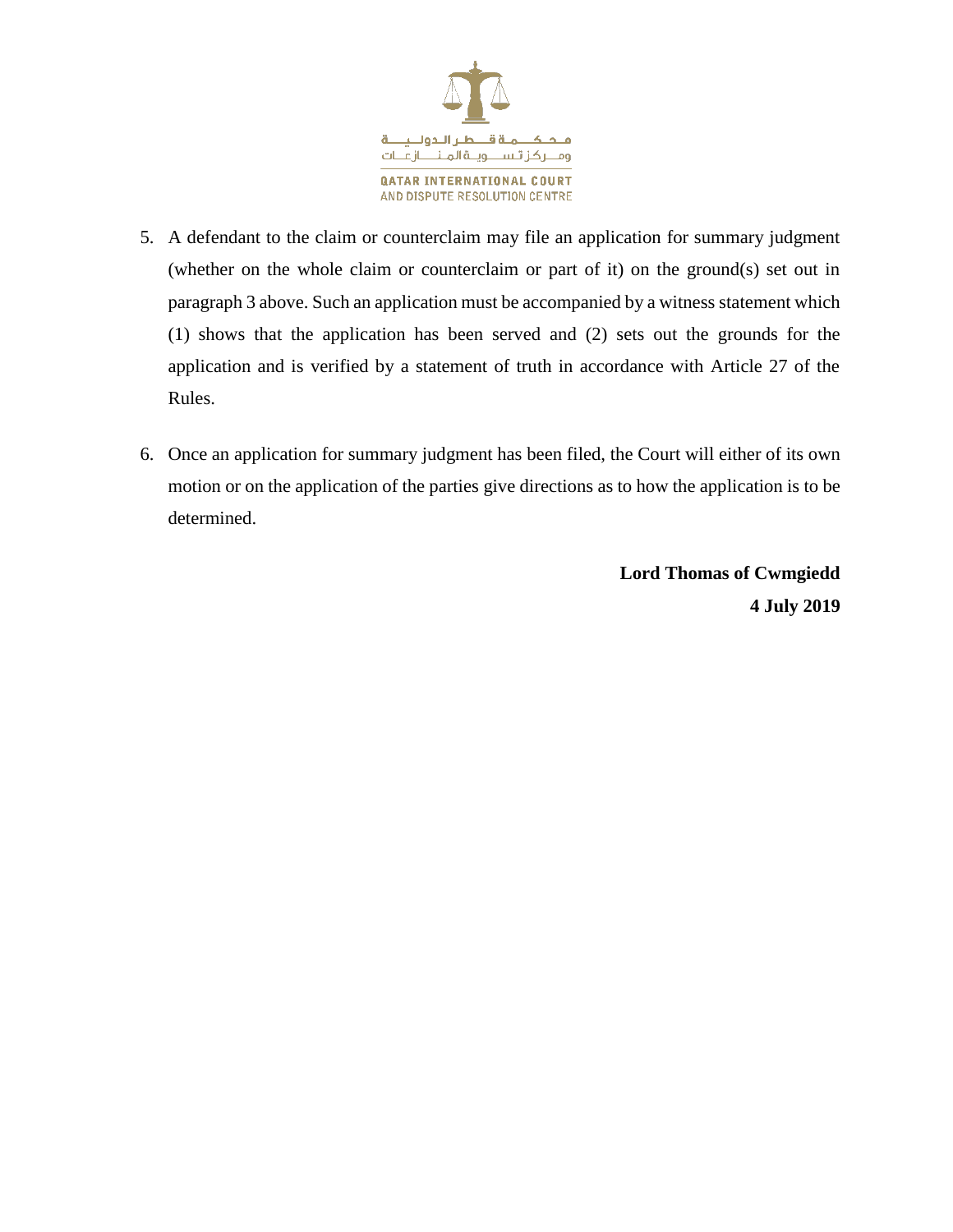5. A defendant to the claim or counterclaim may file an application for summary judgment (whether on the whole claim or counterclaim or part of it) on the ground(s) set out in paragraph 3 above. Such an application must be accompanied by a witness statement which (1) shows that the application has been served and (2) sets out the grounds for the application and is verified by a statement of truth in accordance with Article 27 of the Rules.

6. Once an application for summary judgment has been filed, the Court will either of its own motion or on the application of the parties give directions as to how the application is to be determined.

**Lord Thomas of Cwmgiedd**

**4 July 2019**